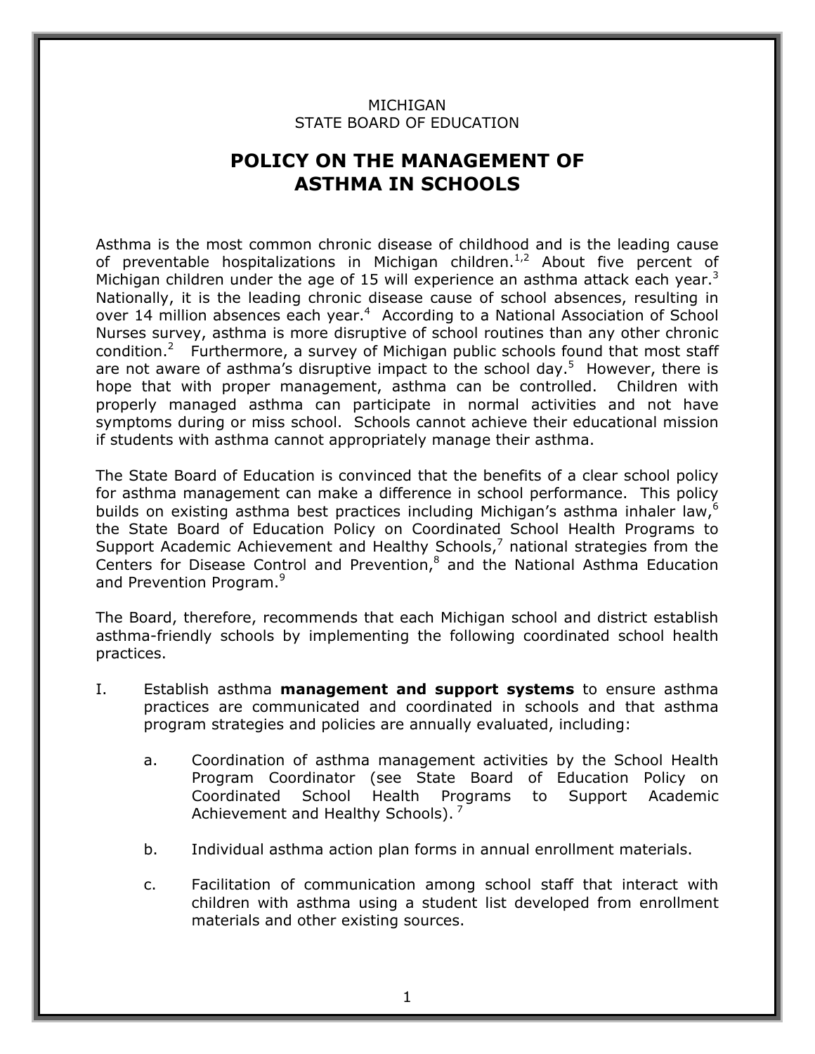MICHIGAN
STATE BOARD OF EDUCATION

# POLICY ON THE MANAGEMENT OF ASTHMA IN SCHOOLS

Asthma is the most common chronic disease of childhood and is the leading cause of preventable hospitalizations in Michigan children.[1,2] About five percent of Michigan children under the age of 15 will experience an asthma attack each year.[3] Nationally, it is the leading chronic disease cause of school absences, resulting in over 14 million absences each year.[4] According to a National Association of School Nurses survey, asthma is more disruptive of school routines than any other chronic condition.[2] Furthermore, a survey of Michigan public schools found that most staff are not aware of asthma's disruptive impact to the school day.[5] However, there is hope that with proper management, asthma can be controlled. Children with properly managed asthma can participate in normal activities and not have symptoms during or miss school. Schools cannot achieve their educational mission if students with asthma cannot appropriately manage their asthma.

The State Board of Education is convinced that the benefits of a clear school policy for asthma management can make a difference in school performance. This policy builds on existing asthma best practices including Michigan's asthma inhaler law,[6] the State Board of Education Policy on Coordinated School Health Programs to Support Academic Achievement and Healthy Schools,[7] national strategies from the Centers for Disease Control and Prevention,[8] and the National Asthma Education and Prevention Program.[9]

The Board, therefore, recommends that each Michigan school and district establish asthma-friendly schools by implementing the following coordinated school health practices.

I. Establish asthma **management and support systems** to ensure asthma practices are communicated and coordinated in schools and that asthma program strategies and policies are annually evaluated, including:

   a. Coordination of asthma management activities by the School Health Program Coordinator (see State Board of Education Policy on Coordinated School Health Programs to Support Academic Achievement and Healthy Schools).[7]

   b. Individual asthma action plan forms in annual enrollment materials.

   c. Facilitation of communication among school staff that interact with children with asthma using a student list developed from enrollment materials and other existing sources.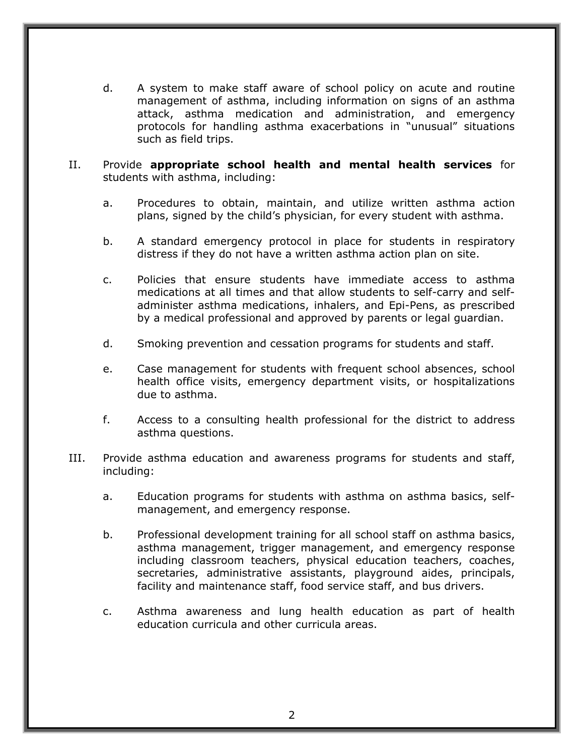d. A system to make staff aware of school policy on acute and routine management of asthma, including information on signs of an asthma attack, asthma medication and administration, and emergency protocols for handling asthma exacerbations in "unusual" situations such as field trips.

II. Provide **appropriate school health and mental health services** for students with asthma, including:

a. Procedures to obtain, maintain, and utilize written asthma action plans, signed by the child's physician, for every student with asthma.

b. A standard emergency protocol in place for students in respiratory distress if they do not have a written asthma action plan on site.

c. Policies that ensure students have immediate access to asthma medications at all times and that allow students to self-carry and self-administer asthma medications, inhalers, and Epi-Pens, as prescribed by a medical professional and approved by parents or legal guardian.

d. Smoking prevention and cessation programs for students and staff.

e. Case management for students with frequent school absences, school health office visits, emergency department visits, or hospitalizations due to asthma.

f. Access to a consulting health professional for the district to address asthma questions.

III. Provide asthma education and awareness programs for students and staff, including:

a. Education programs for students with asthma on asthma basics, self-management, and emergency response.

b. Professional development training for all school staff on asthma basics, asthma management, trigger management, and emergency response including classroom teachers, physical education teachers, coaches, secretaries, administrative assistants, playground aides, principals, facility and maintenance staff, food service staff, and bus drivers.

c. Asthma awareness and lung health education as part of health education curricula and other curricula areas.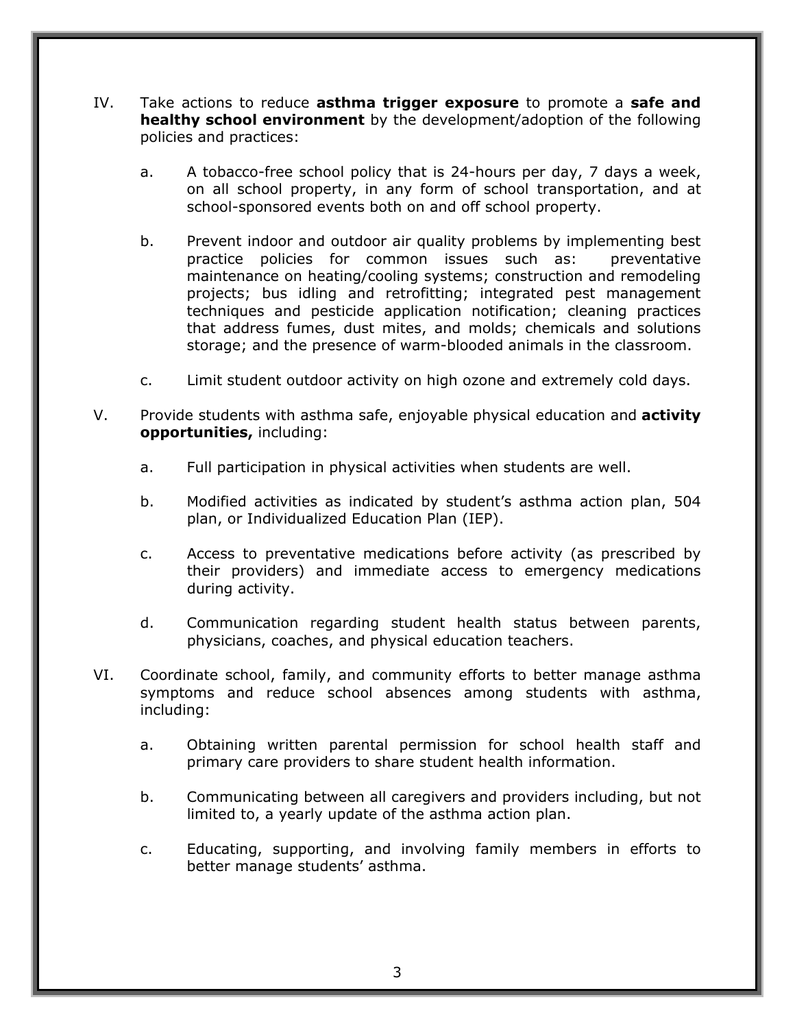IV. Take actions to reduce **asthma trigger exposure** to promote a **safe and healthy school environment** by the development/adoption of the following policies and practices:

   a. A tobacco-free school policy that is 24-hours per day, 7 days a week, on all school property, in any form of school transportation, and at school-sponsored events both on and off school property.

   b. Prevent indoor and outdoor air quality problems by implementing best practice policies for common issues such as: preventative maintenance on heating/cooling systems; construction and remodeling projects; bus idling and retrofitting; integrated pest management techniques and pesticide application notification; cleaning practices that address fumes, dust mites, and molds; chemicals and solutions storage; and the presence of warm-blooded animals in the classroom.

   c. Limit student outdoor activity on high ozone and extremely cold days.

V. Provide students with asthma safe, enjoyable physical education and **activity opportunities,** including:

   a. Full participation in physical activities when students are well.

   b. Modified activities as indicated by student's asthma action plan, 504 plan, or Individualized Education Plan (IEP).

   c. Access to preventative medications before activity (as prescribed by their providers) and immediate access to emergency medications during activity.

   d. Communication regarding student health status between parents, physicians, coaches, and physical education teachers.

VI. Coordinate school, family, and community efforts to better manage asthma symptoms and reduce school absences among students with asthma, including:

   a. Obtaining written parental permission for school health staff and primary care providers to share student health information.

   b. Communicating between all caregivers and providers including, but not limited to, a yearly update of the asthma action plan.

   c. Educating, supporting, and involving family members in efforts to better manage students' asthma.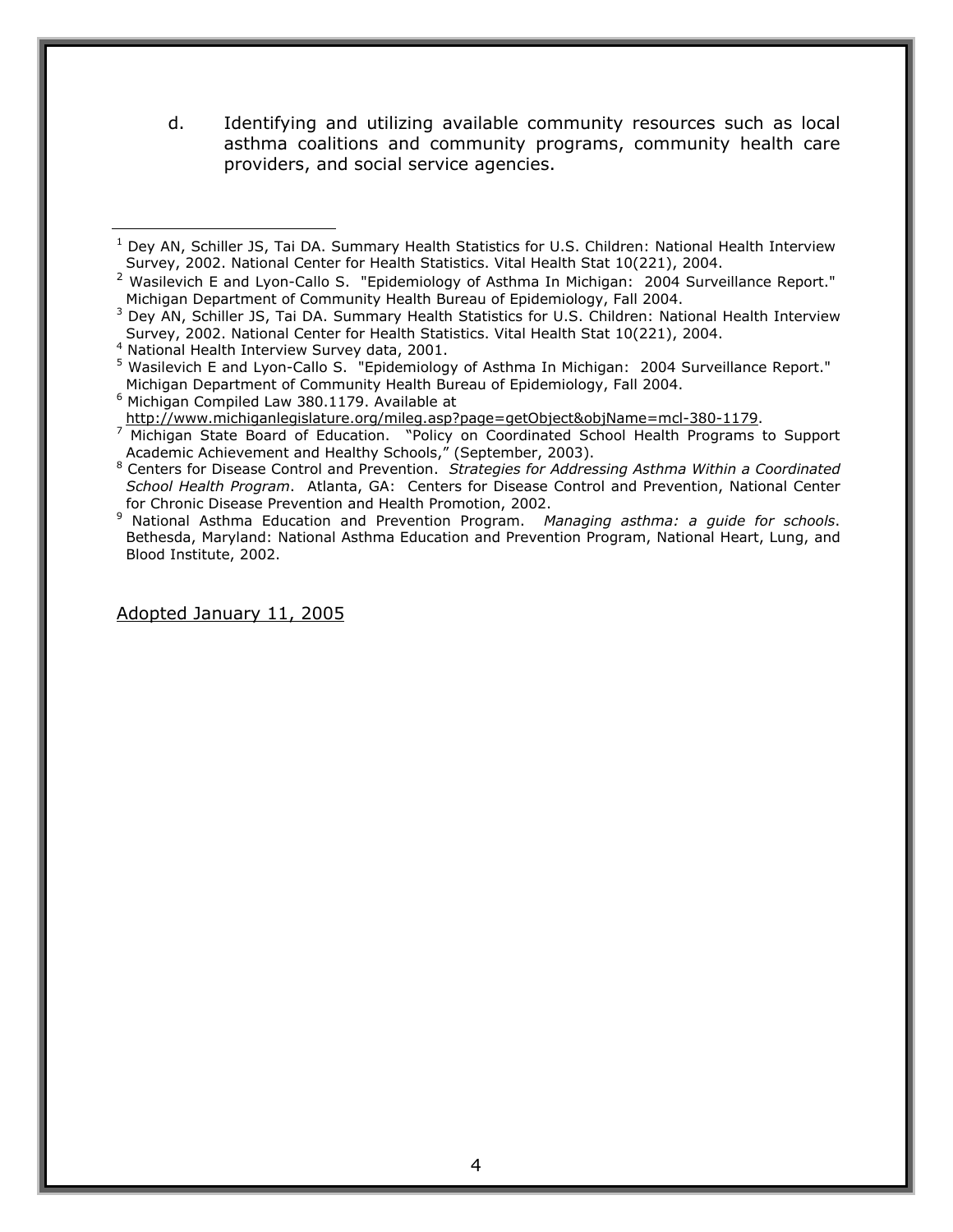d. Identifying and utilizing available community resources such as local asthma coalitions and community programs, community health care providers, and social service agencies.

---

[1] Dey AN, Schiller JS, Tai DA. Summary Health Statistics for U.S. Children: National Health Interview Survey, 2002. National Center for Health Statistics. Vital Health Stat 10(221), 2004.

[2] Wasilevich E and Lyon-Callo S. "Epidemiology of Asthma In Michigan: 2004 Surveillance Report." Michigan Department of Community Health Bureau of Epidemiology, Fall 2004.

[3] Dey AN, Schiller JS, Tai DA. Summary Health Statistics for U.S. Children: National Health Interview Survey, 2002. National Center for Health Statistics. Vital Health Stat 10(221), 2004.

[4] National Health Interview Survey data, 2001.

[5] Wasilevich E and Lyon-Callo S. "Epidemiology of Asthma In Michigan: 2004 Surveillance Report." Michigan Department of Community Health Bureau of Epidemiology, Fall 2004.

[6] Michigan Compiled Law 380.1179. Available at http://www.michiganlegislature.org/mileg.asp?page=getObject&objName=mcl-380-1179.

[7] Michigan State Board of Education. "Policy on Coordinated School Health Programs to Support Academic Achievement and Healthy Schools," (September, 2003).

[8] Centers for Disease Control and Prevention. *Strategies for Addressing Asthma Within a Coordinated School Health Program*. Atlanta, GA: Centers for Disease Control and Prevention, National Center for Chronic Disease Prevention and Health Promotion, 2002.

[9] National Asthma Education and Prevention Program. *Managing asthma: a guide for schools*. Bethesda, Maryland: National Asthma Education and Prevention Program, National Heart, Lung, and Blood Institute, 2002.

Adopted January 11, 2005